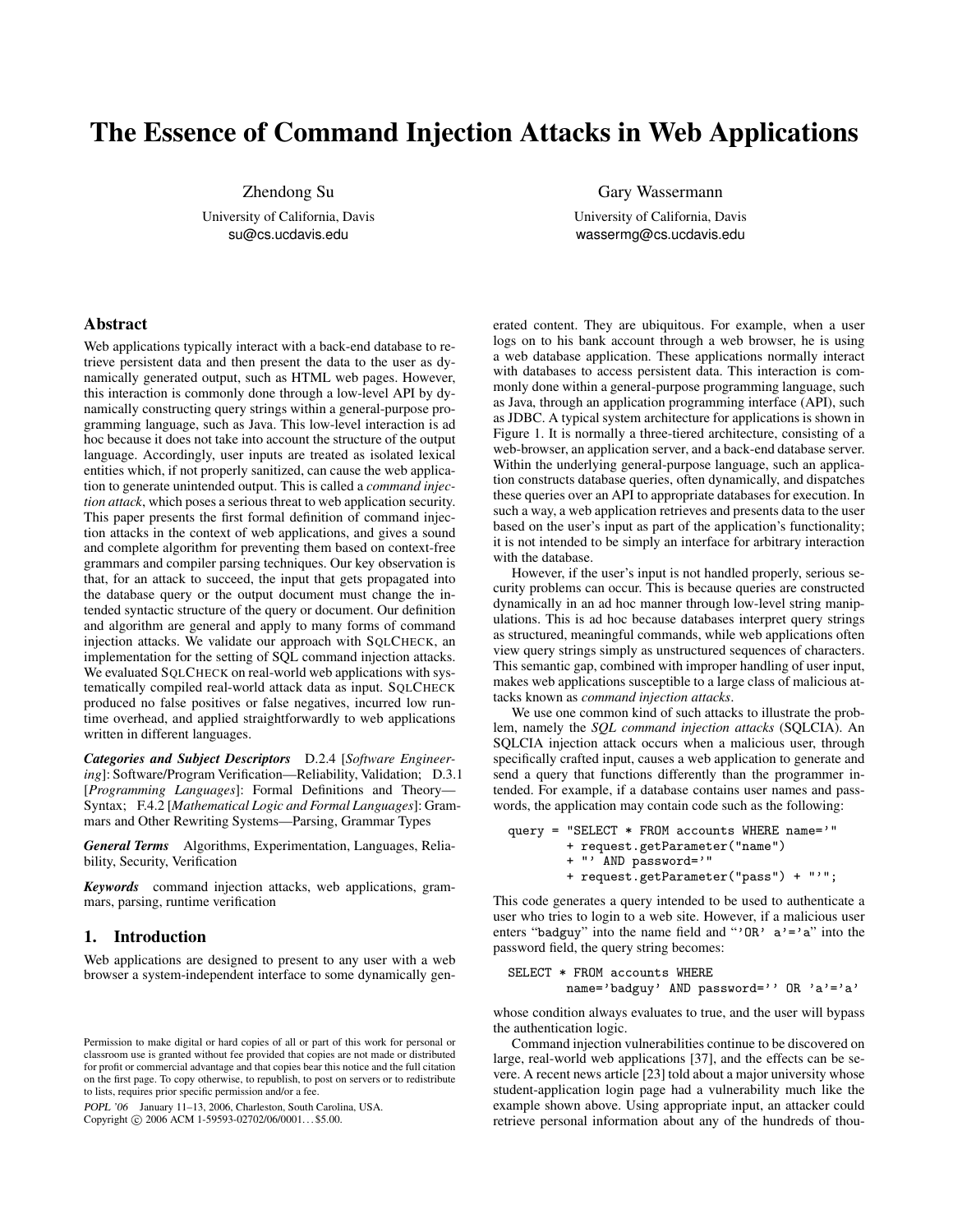# The Essence of Command Injection Attacks in Web Applications

Zhendong Su
University of California, Davis
su@cs.ucdavis.edu

Gary Wassermann
University of California, Davis
wassermg@cs.ucdavis.edu

## Abstract

Web applications typically interact with a back-end database to retrieve persistent data and then present the data to the user as dynamically generated output, such as HTML web pages. However, this interaction is commonly done through a low-level API by dynamically constructing query strings within a general-purpose programming language, such as Java. This low-level interaction is ad hoc because it does not take into account the structure of the output language. Accordingly, user inputs are treated as isolated lexical entities which, if not properly sanitized, can cause the web application to generate unintended output. This is called a *command injection attack*, which poses a serious threat to web application security. This paper presents the first formal definition of command injection attacks in the context of web applications, and gives a sound and complete algorithm for preventing them based on context-free grammars and compiler parsing techniques. Our key observation is that, for an attack to succeed, the input that gets propagated into the database query or the output document must change the intended syntactic structure of the query or document. Our definition and algorithm are general and apply to many forms of command injection attacks. We validate our approach with SQLCHECK, an implementation for the setting of SQL command injection attacks. We evaluated SQLCHECK on real-world web applications with systematically compiled real-world attack data as input. SQLCHECK produced no false positives or false negatives, incurred low runtime overhead, and applied straightforwardly to web applications written in different languages.

***Categories and Subject Descriptors*** D.2.4 [*Software Engineering*]: Software/Program Verification—Reliability, Validation; D.3.1 [*Programming Languages*]: Formal Definitions and Theory—Syntax; F.4.2 [*Mathematical Logic and Formal Languages*]: Grammars and Other Rewriting Systems—Parsing, Grammar Types

***General Terms*** Algorithms, Experimentation, Languages, Reliability, Security, Verification

***Keywords*** command injection attacks, web applications, grammars, parsing, runtime verification

## 1. Introduction

Web applications are designed to present to any user with a web browser a system-independent interface to some dynamically generated content. They are ubiquitous. For example, when a user logs on to his bank account through a web browser, he is using a web database application. These applications normally interact with databases to access persistent data. This interaction is commonly done within a general-purpose programming language, such as Java, through an application programming interface (API), such as JDBC. A typical system architecture for applications is shown in Figure 1. It is normally a three-tiered architecture, consisting of a web-browser, an application server, and a back-end database server. Within the underlying general-purpose language, such an application constructs database queries, often dynamically, and dispatches these queries over an API to appropriate databases for execution. In such a way, a web application retrieves and presents data to the user based on the user's input as part of the application's functionality; it is not intended to be simply an interface for arbitrary interaction with the database.

However, if the user's input is not handled properly, serious security problems can occur. This is because queries are constructed dynamically in an ad hoc manner through low-level string manipulations. This is ad hoc because databases interpret query strings as structured, meaningful commands, while web applications often view query strings simply as unstructured sequences of characters. This semantic gap, combined with improper handling of user input, makes web applications susceptible to a large class of malicious attacks known as *command injection attacks*.

We use one common kind of such attacks to illustrate the problem, namely the *SQL command injection attacks* (SQLCIA). An SQLCIA injection attack occurs when a malicious user, through specifically crafted input, causes a web application to generate and send a query that functions differently than the programmer intended. For example, if a database contains user names and passwords, the application may contain code such as the following:

```
query = "SELECT * FROM accounts WHERE name='"
        + request.getParameter("name")
        + "' AND password='"
        + request.getParameter("pass") + "'";
```

This code generates a query intended to be used to authenticate a user who tries to login to a web site. However, if a malicious user enters "badguy" into the name field and "'OR' a'='a" into the password field, the query string becomes:

```
SELECT * FROM accounts WHERE
        name='badguy' AND password='' OR 'a'='a'
```

whose condition always evaluates to true, and the user will bypass the authentication logic.

Command injection vulnerabilities continue to be discovered on large, real-world web applications [37], and the effects can be severe. A recent news article [23] told about a major university whose student-application login page had a vulnerability much like the example shown above. Using appropriate input, an attacker could retrieve personal information about any of the hundreds of thou-

Permission to make digital or hard copies of all or part of this work for personal or classroom use is granted without fee provided that copies are not made or distributed for profit or commercial advantage and that copies bear this notice and the full citation on the first page. To copy otherwise, to republish, to post on servers or to redistribute to lists, requires prior specific permission and/or a fee.

*POPL '06* January 11–13, 2006, Charleston, South Carolina, USA.
Copyright © 2006 ACM 1-59593-02702/06/0001...$5.00.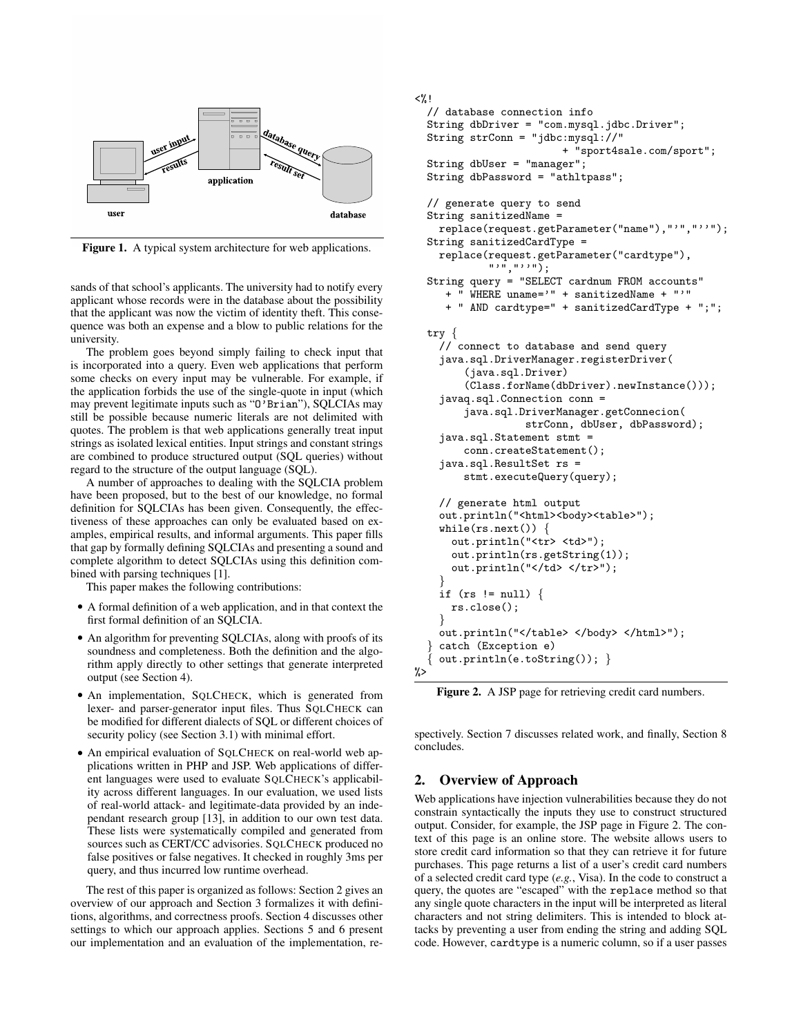Figure 1. A typical system architecture for web applications.

sands of that school's applicants. The university had to notify every applicant whose records were in the database about the possibility that the applicant was now the victim of identity theft. This consequence was both an expense and a blow to public relations for the university.

The problem goes beyond simply failing to check input that is incorporated into a query. Even web applications that perform some checks on every input may be vulnerable. For example, if the application forbids the use of the single-quote in input (which may prevent legitimate inputs such as "O'Brian"), SQLCIAs may still be possible because numeric literals are not delimited with quotes. The problem is that web applications generally treat input strings as isolated lexical entities. Input strings and constant strings are combined to produce structured output (SQL queries) without regard to the structure of the output language (SQL).

A number of approaches to dealing with the SQLCIA problem have been proposed, but to the best of our knowledge, no formal definition for SQLCIAs has been given. Consequently, the effectiveness of these approaches can only be evaluated based on examples, empirical results, and informal arguments. This paper fills that gap by formally defining SQLCIAs and presenting a sound and complete algorithm to detect SQLCIAs using this definition combined with parsing techniques [1].

This paper makes the following contributions:

- A formal definition of a web application, and in that context the first formal definition of an SQLCIA.
- An algorithm for preventing SQLCIAs, along with proofs of its soundness and completeness. Both the definition and the algorithm apply directly to other settings that generate interpreted output (see Section 4).
- An implementation, SQLCHECK, which is generated from lexer- and parser-generator input files. Thus SQLCHECK can be modified for different dialects of SQL or different choices of security policy (see Section 3.1) with minimal effort.
- An empirical evaluation of SQLCHECK on real-world web applications written in PHP and JSP. Web applications of different languages were used to evaluate SQLCHECK's applicability across different languages. In our evaluation, we used lists of real-world attack- and legitimate-data provided by an independant research group [13], in addition to our own test data. These lists were systematically compiled and generated from sources such as CERT/CC advisories. SQLCHECK produced no false positives or false negatives. It checked in roughly 3ms per query, and thus incurred low runtime overhead.

The rest of this paper is organized as follows: Section 2 gives an overview of our approach and Section 3 formalizes it with definitions, algorithms, and correctness proofs. Section 4 discusses other settings to which our approach applies. Sections 5 and 6 present our implementation and an evaluation of the implementation, respectively. Section 7 discusses related work, and finally, Section 8 concludes.

```
<%!
  // database connection info
  String dbDriver = "com.mysql.jdbc.Driver";
  String strConn = "jdbc:mysql://"
                       + "sport4sale.com/sport";
  String dbUser = "manager";
  String dbPassword = "athltpass";

  // generate query to send
  String sanitizedName =
    replace(request.getParameter("name"),"'","''");
  String sanitizedCardType =
    replace(request.getParameter("cardtype"),
           "'","''");
  String query = "SELECT cardnum FROM accounts"
     + " WHERE uname='" + sanitizedName + "'"
     + " AND cardtype=" + sanitizedCardType + ";";

  try {
    // connect to database and send query
    java.sql.DriverManager.registerDriver(
        (java.sql.Driver)
        (Class.forName(dbDriver).newInstance()));
    javaq.sql.Connection conn =
        java.sql.DriverManager.getConnecion(
                strConn, dbUser, dbPassword);
    java.sql.Statement stmt =
        conn.createStatement();
    java.sql.ResultSet rs =
        stmt.executeQuery(query);

    // generate html output
    out.println("<html><body><table>");
    while(rs.next()) {
      out.println("<tr> <td>");
      out.println(rs.getString(1));
      out.println("</td> </tr>");
    }
    if (rs != null) {
      rs.close();
    }
    out.println("</table> </body> </html>");
  } catch (Exception e)
  { out.println(e.toString()); }
%>
```

Figure 2. A JSP page for retrieving credit card numbers.

## 2. Overview of Approach

Web applications have injection vulnerabilities because they do not constrain syntactically the inputs they use to construct structured output. Consider, for example, the JSP page in Figure 2. The context of this page is an online store. The website allows users to store credit card information so that they can retrieve it for future purchases. This page returns a list of a user's credit card numbers of a selected credit card type (*e.g.*, Visa). In the code to construct a query, the quotes are "escaped" with the `replace` method so that any single quote characters in the input will be interpreted as literal characters and not string delimiters. This is intended to block attacks by preventing a user from ending the string and adding SQL code. However, `cardtype` is a numeric column, so if a user passes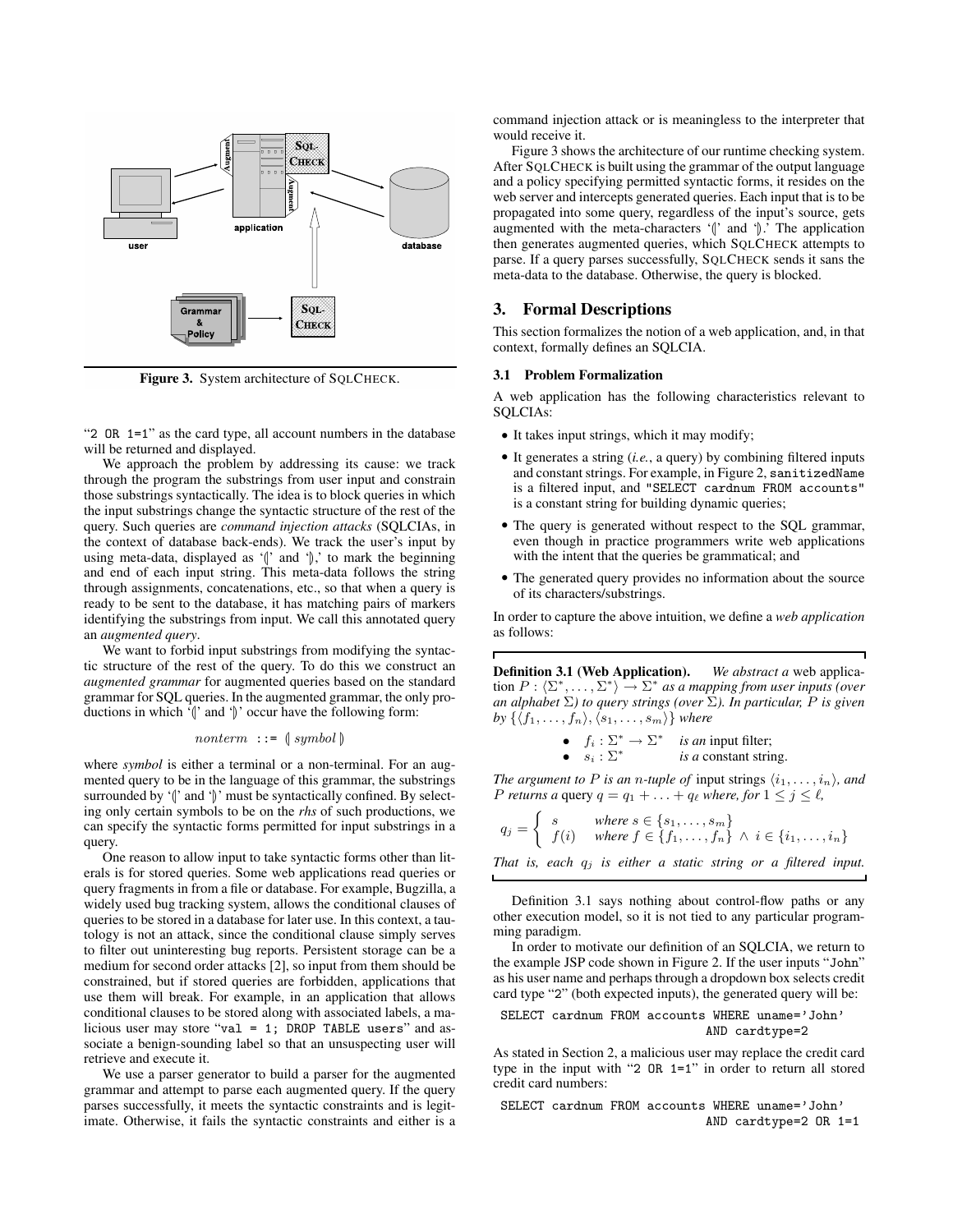Figure 3. System architecture of SQLCHECK.

"2 OR 1=1" as the card type, all account numbers in the database will be returned and displayed.

We approach the problem by addressing its cause: we track through the program the substrings from user input and constrain those substrings syntactically. The idea is to block queries in which the input substrings change the syntactic structure of the rest of the query. Such queries are *command injection attacks* (SQLCIAs, in the context of database back-ends). We track the user's input by using meta-data, displayed as '⦇' and '⦈,' to mark the beginning and end of each input string. This meta-data follows the string through assignments, concatenations, etc., so that when a query is ready to be sent to the database, it has matching pairs of markers identifying the substrings from input. We call this annotated query an *augmented query*.

We want to forbid input substrings from modifying the syntactic structure of the rest of the query. To do this we construct an *augmented grammar* for augmented queries based on the standard grammar for SQL queries. In the augmented grammar, the only productions in which '⦇' and '⦈' occur have the following form:

$$nonterm \; ::= \; ⦇ \, symbol \, ⦈$$

where *symbol* is either a terminal or a non-terminal. For an augmented query to be in the language of this grammar, the substrings surrounded by '⦇' and '⦈' must be syntactically confined. By selecting only certain symbols to be on the *rhs* of such productions, we can specify the syntactic forms permitted for input substrings in a query.

One reason to allow input to take syntactic forms other than literals is for stored queries. Some web applications read queries or query fragments in from a file or database. For example, Bugzilla, a widely used bug tracking system, allows the conditional clauses of queries to be stored in a database for later use. In this context, a tautology is not an attack, since the conditional clause simply serves to filter out uninteresting bug reports. Persistent storage can be a medium for second order attacks [2], so input from them should be constrained, but if stored queries are forbidden, applications that use them will break. For example, in an application that allows conditional clauses to be stored along with associated labels, a malicious user may store "val = 1; DROP TABLE users" and associate a benign-sounding label so that an unsuspecting user will retrieve and execute it.

We use a parser generator to build a parser for the augmented grammar and attempt to parse each augmented query. If the query parses successfully, it meets the syntactic constraints and is legitimate. Otherwise, it fails the syntactic constraints and either is a command injection attack or is meaningless to the interpreter that would receive it.

Figure 3 shows the architecture of our runtime checking system. After SQLCHECK is built using the grammar of the output language and a policy specifying permitted syntactic forms, it resides on the web server and intercepts generated queries. Each input that is to be propagated into some query, regardless of the input's source, gets augmented with the meta-characters '⦇' and '⦈.' The application then generates augmented queries, which SQLCHECK attempts to parse. If a query parses successfully, SQLCHECK sends it sans the meta-data to the database. Otherwise, the query is blocked.

# 3. Formal Descriptions

This section formalizes the notion of a web application, and, in that context, formally defines an SQLCIA.

## 3.1 Problem Formalization

A web application has the following characteristics relevant to SQLCIAs:

- It takes input strings, which it may modify;
- It generates a string (*i.e.*, a query) by combining filtered inputs and constant strings. For example, in Figure 2, `sanitizedName` is a filtered input, and `"SELECT cardnum FROM accounts"` is a constant string for building dynamic queries;
- The query is generated without respect to the SQL grammar, even though in practice programmers write web applications with the intent that the queries be grammatical; and
- The generated query provides no information about the source of its characters/substrings.

In order to capture the above intuition, we define a *web application* as follows:

**Definition 3.1 (Web Application).** *We abstract a* web application $P : \langle \Sigma^*, \ldots, \Sigma^* \rangle \rightarrow \Sigma^*$ *as a mapping from user inputs (over an alphabet* $\Sigma$*) to query strings (over* $\Sigma$*). In particular,* $P$ *is given by* $\{\langle f_1, \ldots, f_n \rangle, \langle s_1, \ldots, s_m \rangle\}$ *where*

- $f_i : \Sigma^* \rightarrow \Sigma^*$ *is an* input filter;
- $s_i : \Sigma^*$ *is a* constant string.

*The argument to* $P$ *is an* $n$*-tuple of* input strings $\langle i_1, \ldots, i_n \rangle$*, and* $P$ *returns a* query $q = q_1 + \ldots + q_\ell$ *where, for* $1 \leq j \leq \ell$,

$$q_j = \begin{cases} s & \text{where } s \in \{s_1, \ldots, s_m\} \\ f(i) & \text{where } f \in \{f_1, \ldots, f_n\} \;\wedge\; i \in \{i_1, \ldots, i_n\} \end{cases}$$

*That is, each* $q_j$ *is either a static string or a filtered input.*

Definition 3.1 says nothing about control-flow paths or any other execution model, so it is not tied to any particular programming paradigm.

In order to motivate our definition of an SQLCIA, we return to the example JSP code shown in Figure 2. If the user inputs "John" as his user name and perhaps through a dropdown box selects credit card type "2" (both expected inputs), the generated query will be:

```
SELECT cardnum FROM accounts WHERE uname='John'
                              AND cardtype=2
```

As stated in Section 2, a malicious user may replace the credit card type in the input with "2 OR 1=1" in order to return all stored credit card numbers:

```
SELECT cardnum FROM accounts WHERE uname='John'
                              AND cardtype=2 OR 1=1
```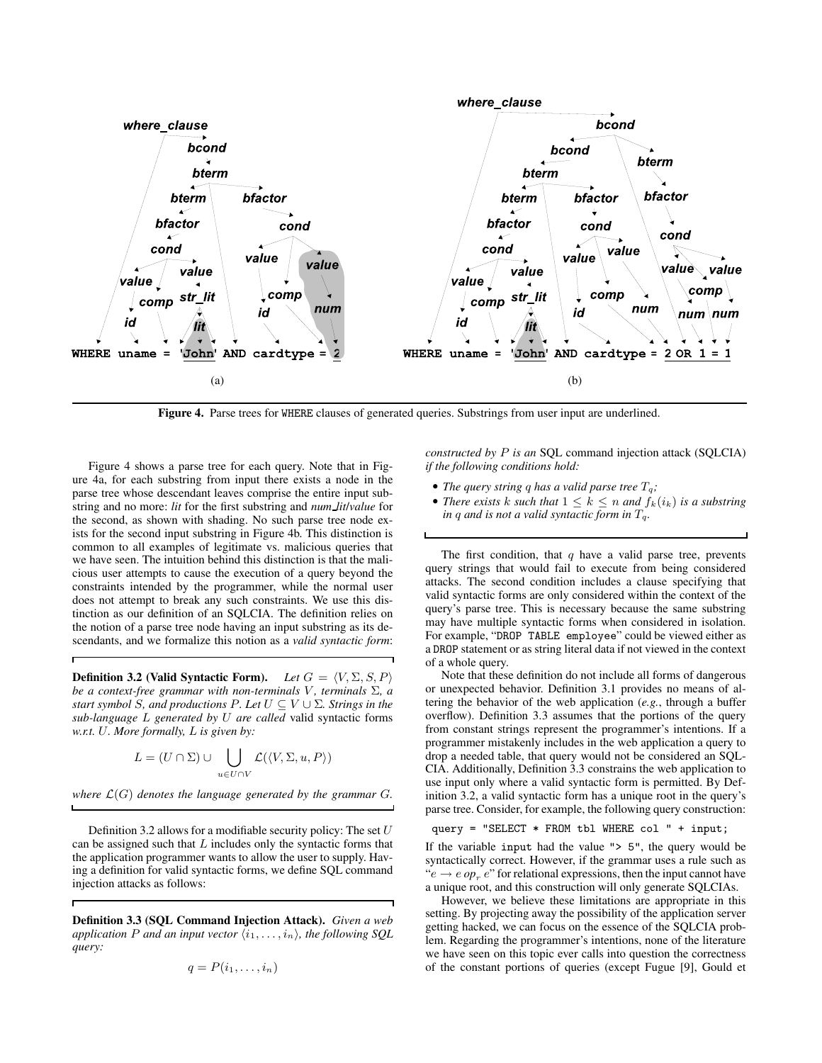**Figure 4.** Parse trees for WHERE clauses of generated queries. Substrings from user input are underlined.

Figure 4 shows a parse tree for each query. Note that in Figure 4a, for each substring from input there exists a node in the parse tree whose descendant leaves comprise the entire input substring and no more: *lit* for the first substring and *num_lit/value* for the second, as shown with shading. No such parse tree node exists for the second input substring in Figure 4b. This distinction is common to all examples of legitimate vs. malicious queries that we have seen. The intuition behind this distinction is that the malicious user attempts to cause the execution of a query beyond the constraints intended by the programmer, while the normal user does not attempt to break any such constraints. We use this distinction as our definition of an SQLCIA. The definition relies on the notion of a parse tree node having an input substring as its descendants, and we formalize this notion as a *valid syntactic form*:

**Definition 3.2 (Valid Syntactic Form).** *Let $G = \langle V, \Sigma, S, P\rangle$ be a context-free grammar with non-terminals $V$, terminals $\Sigma$, a start symbol $S$, and productions $P$. Let $U \subseteq V \cup \Sigma$. Strings in the sub-language $L$ generated by $U$ are called* valid syntactic forms *w.r.t. $U$. More formally, $L$ is given by:*

$$L = (U \cap \Sigma) \cup \bigcup_{u \in U \cap V} \mathcal{L}(\langle V, \Sigma, u, P\rangle)$$

*where $\mathcal{L}(G)$ denotes the language generated by the grammar $G$.*

Definition 3.2 allows for a modifiable security policy: The set $U$ can be assigned such that $L$ includes only the syntactic forms that the application programmer wants to allow the user to supply. Having a definition for valid syntactic forms, we define SQL command injection attacks as follows:

**Definition 3.3 (SQL Command Injection Attack).** *Given a web application $P$ and an input vector $\langle i_1, \ldots, i_n\rangle$, the following SQL query:*

$$q = P(i_1, \ldots, i_n)$$

*constructed by $P$ is an* SQL command injection attack (SQLCIA) *if the following conditions hold:*

- *The query string $q$ has a valid parse tree $T_q$;*
- *There exists $k$ such that $1 \leq k \leq n$ and $f_k(i_k)$ is a substring in $q$ and is not a valid syntactic form in $T_q$.*

The first condition, that $q$ have a valid parse tree, prevents query strings that would fail to execute from being considered attacks. The second condition includes a clause specifying that valid syntactic forms are only considered within the context of the query's parse tree. This is necessary because the same substring may have multiple syntactic forms when considered in isolation. For example, "DROP TABLE employee" could be viewed either as a DROP statement or as string literal data if not viewed in the context of a whole query.

Note that these definition do not include all forms of dangerous or unexpected behavior. Definition 3.1 provides no means of altering the behavior of the web application (*e.g.*, through a buffer overflow). Definition 3.3 assumes that the portions of the query from constant strings represent the programmer's intentions. If a programmer mistakenly includes in the web application a query to drop a needed table, that query would not be considered an SQLCIA. Additionally, Definition 3.3 constrains the web application to use input only where a valid syntactic form is permitted. By Definition 3.2, a valid syntactic form has a unique root in the query's parse tree. Consider, for example, the following query construction:

```
query = "SELECT * FROM tbl WHERE col " + input;
```

If the variable input had the value "> 5", the query would be syntactically correct. However, if the grammar uses a rule such as "$e \rightarrow e\ op_r\ e$" for relational expressions, then the input cannot have a unique root, and this construction will only generate SQLCIAs.

However, we believe these limitations are appropriate in this setting. By projecting away the possibility of the application server getting hacked, we can focus on the essence of the SQLCIA problem. Regarding the programmer's intentions, none of the literature we have seen on this topic ever calls into question the correctness of the constant portions of queries (except Fugue [9], Gould et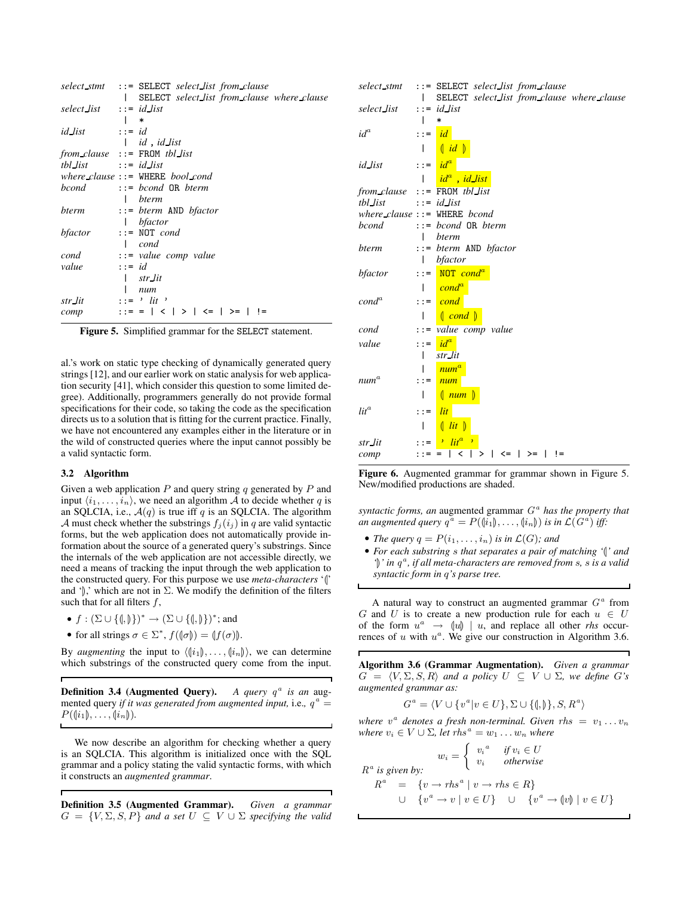```
select_stmt  ::= SELECT select_list from_clause
               | SELECT select_list from_clause where_clause
select_list  ::= id_list
               | *
id_list      ::= id
               | id , id_list
from_clause  ::= FROM tbl_list
tbl_list     ::= id_list
where_clause ::= WHERE bool_cond
bcond        ::= bcond OR bterm
               | bterm
bterm        ::= bterm AND bfactor
               | bfactor
bfactor      ::= NOT cond
               | cond
cond         ::= value comp value
value        ::= id
               | str_lit
               | num
str_lit      ::= ' lit '
comp         ::= = | < | > | <= | >= | !=
```

**Figure 5.** Simplified grammar for the SELECT statement.

al.'s work on static type checking of dynamically generated query strings [12], and our earlier work on static analysis for web application security [41], which consider this question to some limited degree). Additionally, programmers generally do not provide formal specifications for their code, so taking the code as the specification directs us to a solution that is fitting for the current practice. Finally, we have not encountered any examples either in the literature or in the wild of constructed queries where the input cannot possibly be a valid syntactic form.

### 3.2 Algorithm

Given a web application $P$ and query string $q$ generated by $P$ and input $\langle i_1, \ldots, i_n \rangle$, we need an algorithm $\mathcal{A}$ to decide whether $q$ is an SQLCIA, i.e., $\mathcal{A}(q)$ is true iff $q$ is an SQLCIA. The algorithm $\mathcal{A}$ must check whether the substrings $f_j(i_j)$ in $q$ are valid syntactic forms, but the web application does not automatically provide information about the source of a generated query's substrings. Since the internals of the web application are not accessible directly, we need a means of tracking the input through the web application to the constructed query. For this purpose we use *meta-characters* '$\llparenthesis$' and '$\rrparenthesis$,' which are not in $\Sigma$. We modify the definition of the filters such that for all filters $f$,

- $f : (\Sigma \cup \{\llparenthesis, \rrparenthesis\})^* \rightarrow (\Sigma \cup \{\llparenthesis, \rrparenthesis\})^*$; and
- for all strings $\sigma \in \Sigma^*$, $f(\llparenthesis\sigma\rrparenthesis) = \llparenthesis f(\sigma) \rrparenthesis$.

By *augmenting* the input to $\langle \llparenthesis i_1 \rrparenthesis, \ldots, \llparenthesis i_n \rrparenthesis \rangle$, we can determine which substrings of the constructed query come from the input.

**Definition 3.4 (Augmented Query).** *A query $q^a$ is an* augmented query *if it was generated from augmented input, i.e., $q^a = P(\llparenthesis i_1 \rrparenthesis, \ldots, \llparenthesis i_n \rrparenthesis)$.*

We now describe an algorithm for checking whether a query is an SQLCIA. This algorithm is initialized once with the SQL grammar and a policy stating the valid syntactic forms, with which it constructs an *augmented grammar*.

**Definition 3.5 (Augmented Grammar).** *Given a grammar $G = \{V, \Sigma, S, P\}$ and a set $U \subseteq V \cup \Sigma$ specifying the valid syntactic forms, an* augmented grammar *$G^a$ has the property that an augmented query $q^a = P(\llparenthesis i_1 \rrparenthesis, \ldots, \llparenthesis i_n \rrparenthesis)$ is in $\mathcal{L}(G^a)$ iff:*

- *The query $q = P(i_1, \ldots, i_n)$ is in $\mathcal{L}(G)$; and*
- *For each substring $s$ that separates a pair of matching '$\llparenthesis$' and '$\rrparenthesis$' in $q^a$, if all meta-characters are removed from $s$, $s$ is a valid syntactic form in $q$'s parse tree.*

```
select_stmt  ::= SELECT select_list from_clause
               | SELECT select_list from_clause where_clause
select_list  ::= id_list
               | *
id^a         ::= id
               | ⦇ id ⦈
id_list      ::= id^a
               | id^a , id_list
from_clause  ::= FROM tbl_list
tbl_list     ::= id_list
where_clause ::= WHERE bcond
bcond        ::= bcond OR bterm
               | bterm
bterm        ::= bterm AND bfactor
               | bfactor
bfactor      ::= NOT cond^a
               | cond^a
cond^a       ::= cond
               | ⦇ cond ⦈
cond         ::= value comp value
value        ::= id^a
               | str_lit
               | num^a
num^a        ::= num
               | ⦇ num ⦈
lit^a        ::= lit
               | ⦇ lit ⦈
str_lit      ::= ' lit^a '
comp         ::= = | < | > | <= | >= | !=
```

**Figure 6.** Augmented grammar for grammar shown in Figure 5. New/modified productions are shaded.

A natural way to construct an augmented grammar $G^a$ from $G$ and $U$ is to create a new production rule for each $u \in U$ of the form $u^a \rightarrow \llparenthesis u \rrparenthesis \mid u$, and replace all other *rhs* occurrences of $u$ with $u^a$. We give our construction in Algorithm 3.6.

**Algorithm 3.6 (Grammar Augmentation).** *Given a grammar $G = \langle V, \Sigma, S, R \rangle$ and a policy $U \subseteq V \cup \Sigma$, we define $G$'s augmented grammar as:*

$$G^a = \langle V \cup \{v^a | v \in U\}, \Sigma \cup \{\llparenthesis, \rrparenthesis\}, S, R^a \rangle$$

*where $v^a$ denotes a fresh non-terminal. Given $rhs = v_1 \ldots v_n$ where $v_i \in V \cup \Sigma$, let $rhs^a = w_1 \ldots w_n$ where*

$$w_i = \begin{cases} {v_i}^a & \text{if } v_i \in U \\ v_i & \text{otherwise} \end{cases}$$

*$R^a$ is given by:*

$$\begin{aligned} R^a \quad = \quad & \{v \rightarrow rhs^a \mid v \rightarrow rhs \in R\} \\ \cup \quad & \{v^a \rightarrow v \mid v \in U\} \quad \cup \quad \{v^a \rightarrow \llparenthesis v \rrparenthesis \mid v \in U\} \end{aligned}$$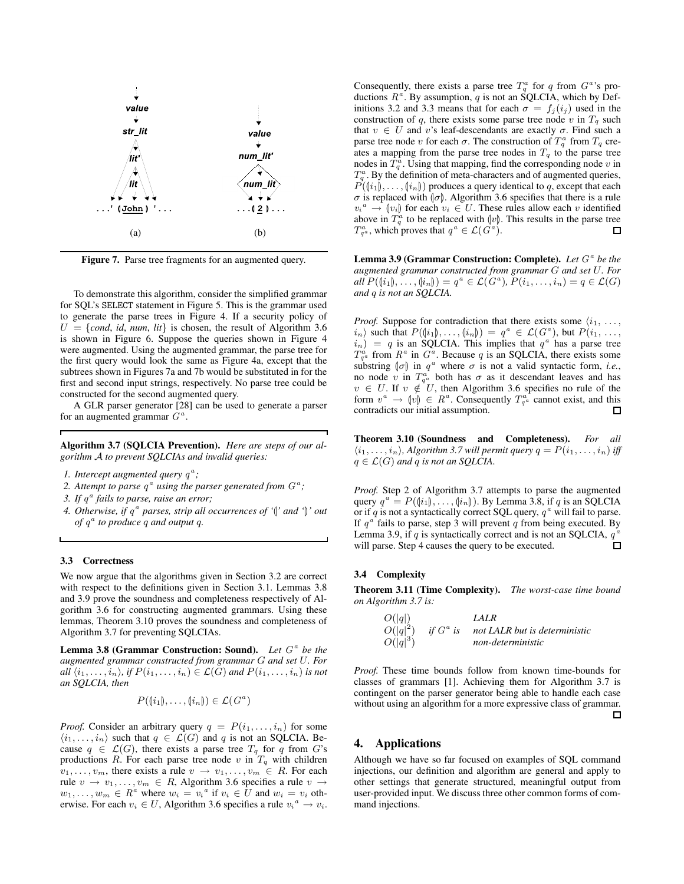Figure 7. Parse tree fragments for an augmented query.

To demonstrate this algorithm, consider the simplified grammar for SQL's SELECT statement in Figure 5. This is the grammar used to generate the parse trees in Figure 4. If a security policy of $U = \{cond, id, num, lit\}$ is chosen, the result of Algorithm 3.6 is shown in Figure 6. Suppose the queries shown in Figure 4 were augmented. Using the augmented grammar, the parse tree for the first query would look the same as Figure 4a, except that the subtrees shown in Figures 7a and 7b would be substituted in for the first and second input strings, respectively. No parse tree could be constructed for the second augmented query.

A GLR parser generator [28] can be used to generate a parser for an augmented grammar $G^a$.

**Algorithm 3.7 (SQLCIA Prevention).** *Here are steps of our algorithm $\mathcal{A}$ to prevent SQLCIAs and invalid queries:*

1. *Intercept augmented query $q^a$;*
2. *Attempt to parse $q^a$ using the parser generated from $G^a$;*
3. *If $q^a$ fails to parse, raise an error;*
4. *Otherwise, if $q^a$ parses, strip all occurrences of '$(\!|$' and '$|\!)$' out of $q^a$ to produce $q$ and output $q$.*

### 3.3 Correctness

We now argue that the algorithms given in Section 3.2 are correct with respect to the definitions given in Section 3.1. Lemmas 3.8 and 3.9 prove the soundness and completeness respectively of Algorithm 3.6 for constructing augmented grammars. Using these lemmas, Theorem 3.10 proves the soundness and completeness of Algorithm 3.7 for preventing SQLCIAs.

**Lemma 3.8 (Grammar Construction: Sound).** *Let $G^a$ be the augmented grammar constructed from grammar $G$ and set $U$. For all $\langle i_1, \ldots, i_n\rangle$, if $P(i_1, \ldots, i_n) \in \mathcal{L}(G)$ and $P(i_1, \ldots, i_n)$ is not an SQLCIA, then*

$$P((\!|i_1|\!), \ldots, (\!|i_n|\!)) \in \mathcal{L}(G^a)$$

*Proof.* Consider an arbitrary query $q = P(i_1, \ldots, i_n)$ for some $\langle i_1, \ldots, i_n\rangle$ such that $q \in \mathcal{L}(G)$ and $q$ is not an SQLCIA. Because $q \in \mathcal{L}(G)$, there exists a parse tree $T_q$ for $q$ from $G$'s productions $R$. For each parse tree node $v$ in $T_q$ with children $v_1, \ldots, v_m$, there exists a rule $v \to v_1, \ldots, v_m \in R$. For each rule $v \to v_1, \ldots, v_m \in R$, Algorithm 3.6 specifies a rule $v \to w_1, \ldots, w_m \in R^a$ where $w_i = v_i{}^a$ if $v_i \in U$ and $w_i = v_i$ otherwise. For each $v_i \in U$, Algorithm 3.6 specifies a rule $v_i{}^a \to v_i$. Consequently, there exists a parse tree $T_q^a$ for $q$ from $G^a$'s productions $R^a$. By assumption, $q$ is not an SQLCIA, which by Definitions 3.2 and 3.3 means that for each $\sigma = f_j(i_j)$ used in the construction of $q$, there exists some parse tree node $v$ in $T_q$ such that $v \in U$ and $v$'s leaf-descendants are exactly $\sigma$. Find such a parse tree node $v$ for each $\sigma$. The construction of $T_q^a$ from $T_q$ creates a mapping from the parse tree nodes in $T_q$ to the parse tree nodes in $T_q^a$. Using that mapping, find the corresponding node $v$ in $T_q^a$. By the definition of meta-characters and of augmented queries, $P((\!|i_1|\!), \ldots, (\!|i_n|\!))$ produces a query identical to $q$, except that each $\sigma$ is replaced with $(\!|\sigma|\!)$. Algorithm 3.6 specifies that there is a rule $v_i{}^a \to (\!|v_i|\!)$ for each $v_i \in U$. These rules allow each $v$ identified above in $T_q^a$ to be replaced with $(\!|v|\!)$. This results in the parse tree $T_{q^a}^a$, which proves that $q^a \in \mathcal{L}(G^a)$. □

**Lemma 3.9 (Grammar Construction: Complete).** *Let $G^a$ be the augmented grammar constructed from grammar $G$ and set $U$. For all $P((\!|i_1|\!), \ldots, (\!|i_n|\!)) = q^a \in \mathcal{L}(G^a)$, $P(i_1, \ldots, i_n) = q \in \mathcal{L}(G)$ and $q$ is not an SQLCIA.*

*Proof.* Suppose for contradiction that there exists some $\langle i_1, \ldots, i_n\rangle$ such that $P((\!|i_1|\!), \ldots, (\!|i_n|\!)) = q^a \in \mathcal{L}(G^a)$, but $P(i_1, \ldots, i_n) = q$ is an SQLCIA. This implies that $q^a$ has a parse tree $T_{q^a}^a$ from $R^a$ in $G^a$. Because $q$ is an SQLCIA, there exists some substring $(\!|\sigma|\!)$ in $q^a$ where $\sigma$ is not a valid syntactic form, *i.e.*, no node $v$ in $T_{q^a}^a$ both has $\sigma$ as it descendant leaves and has $v \in U$. If $v \notin U$, then Algorithm 3.6 specifies no rule of the form $v^a \to (\!|v|\!) \in R^a$. Consequently $T_{q^a}^a$ cannot exist, and this contradicts our initial assumption. □

**Theorem 3.10 (Soundness and Completeness).** *For all $\langle i_1, \ldots, i_n\rangle$, Algorithm 3.7 will permit query $q = P(i_1, \ldots, i_n)$ iff $q \in \mathcal{L}(G)$ and $q$ is not an SQLCIA.*

*Proof.* Step 2 of Algorithm 3.7 attempts to parse the augmented query $q^a = P((\!|i_1|\!), \ldots, (\!|i_n|\!))$. By Lemma 3.8, if $q$ is an SQLCIA or if $q$ is not a syntactically correct SQL query, $q^a$ will fail to parse. If $q^a$ fails to parse, step 3 will prevent $q$ from being executed. By Lemma 3.9, if $q$ is syntactically correct and is not an SQLCIA, $q^a$ will parse. Step 4 causes the query to be executed. □

### 3.4 Complexity

**Theorem 3.11 (Time Complexity).** *The worst-case time bound on Algorithm 3.7 is:*

| | | |
|---|---|---|
| $O(\lvert q\rvert)$ | | *LALR* |
| $O(\lvert q\rvert^2)$ | *if $G^a$ is* | *not LALR but is deterministic* |
| $O(\lvert q\rvert^3)$ | | *non-deterministic* |

*Proof.* These time bounds follow from known time-bounds for classes of grammars [1]. Achieving them for Algorithm 3.7 is contingent on the parser generator being able to handle each case without using an algorithm for a more expressive class of grammar. □

## 4. Applications

Although we have so far focused on examples of SQL command injections, our definition and algorithm are general and apply to other settings that generate structured, meaningful output from user-provided input. We discuss three other common forms of command injections.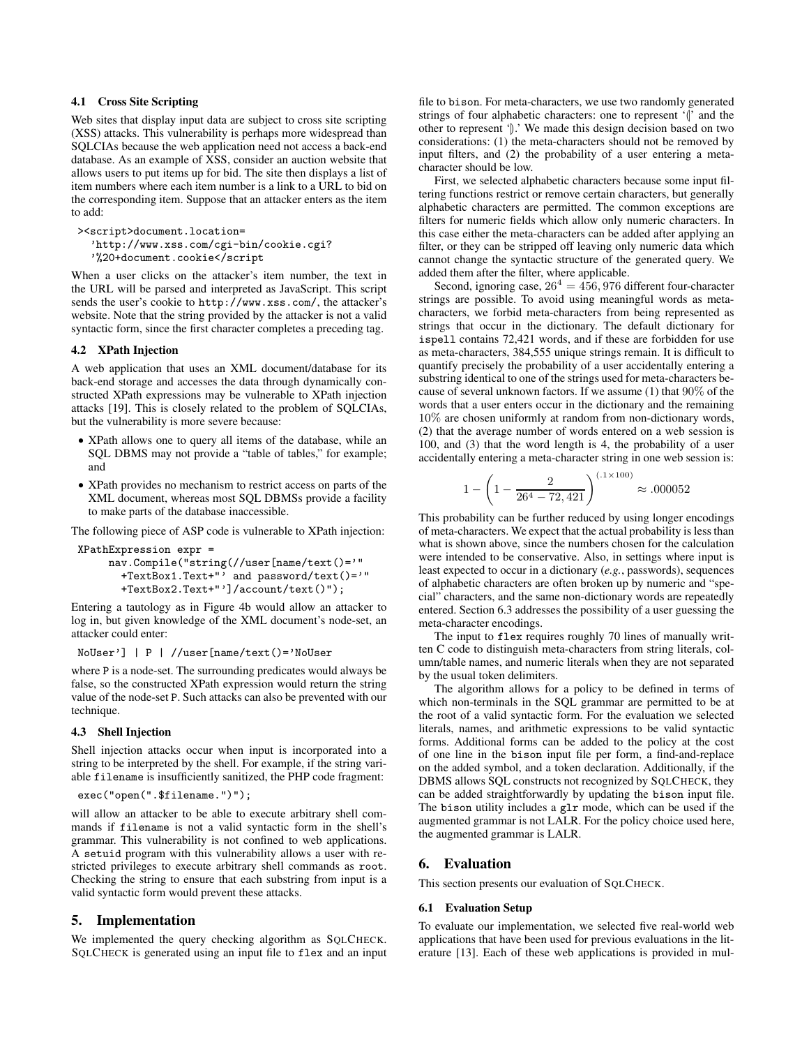### 4.1 Cross Site Scripting

Web sites that display input data are subject to cross site scripting (XSS) attacks. This vulnerability is perhaps more widespread than SQLCIAs because the web application need not access a back-end database. As an example of XSS, consider an auction website that allows users to put items up for bid. The site then displays a list of item numbers where each item number is a link to a URL to bid on the corresponding item. Suppose that an attacker enters as the item to add:

```
><script>document.location=
  'http://www.xss.com/cgi-bin/cookie.cgi?
  '%20+document.cookie</script
```

When a user clicks on the attacker's item number, the text in the URL will be parsed and interpreted as JavaScript. This script sends the user's cookie to `http://www.xss.com/`, the attacker's website. Note that the string provided by the attacker is not a valid syntactic form, since the first character completes a preceding tag.

### 4.2 XPath Injection

A web application that uses an XML document/database for its back-end storage and accesses the data through dynamically constructed XPath expressions may be vulnerable to XPath injection attacks [19]. This is closely related to the problem of SQLCIAs, but the vulnerability is more severe because:

- XPath allows one to query all items of the database, while an SQL DBMS may not provide a "table of tables," for example; and
- XPath provides no mechanism to restrict access on parts of the XML document, whereas most SQL DBMSs provide a facility to make parts of the database inaccessible.

The following piece of ASP code is vulnerable to XPath injection:

```
XPathExpression expr =
    nav.Compile("string(//user[name/text()='"
      +TextBox1.Text+"' and password/text()='"
      +TextBox2.Text+"']/account/text()");
```

Entering a tautology as in Figure 4b would allow an attacker to log in, but given knowledge of the XML document's node-set, an attacker could enter:

```
NoUser'] | P | //user[name/text()='NoUser
```

where `P` is a node-set. The surrounding predicates would always be false, so the constructed XPath expression would return the string value of the node-set `P`. Such attacks can also be prevented with our technique.

### 4.3 Shell Injection

Shell injection attacks occur when input is incorporated into a string to be interpreted by the shell. For example, if the string variable `filename` is insufficiently sanitized, the PHP code fragment:

```
exec("open(".$filename.")");
```

will allow an attacker to be able to execute arbitrary shell commands if `filename` is not a valid syntactic form in the shell's grammar. This vulnerability is not confined to web applications. A `setuid` program with this vulnerability allows a user with restricted privileges to execute arbitrary shell commands as `root`. Checking the string to ensure that each substring from input is a valid syntactic form would prevent these attacks.

## 5. Implementation

We implemented the query checking algorithm as SQLCHECK. SQLCHECK is generated using an input file to `flex` and an input file to `bison`. For meta-characters, we use two randomly generated strings of four alphabetic characters: one to represent '⦇' and the other to represent '⦈.' We made this design decision based on two considerations: (1) the meta-characters should not be removed by input filters, and (2) the probability of a user entering a meta-character should be low.

First, we selected alphabetic characters because some input filtering functions restrict or remove certain characters, but generally alphabetic characters are permitted. The common exceptions are filters for numeric fields which allow only numeric characters. In this case either the meta-characters can be added after applying an filter, or they can be stripped off leaving only numeric data which cannot change the syntactic structure of the generated query. We added them after the filter, where applicable.

Second, ignoring case, $26^4 = 456,976$ different four-character strings are possible. To avoid using meaningful words as meta-characters, we forbid meta-characters from being represented as strings that occur in the dictionary. The default dictionary for `ispell` contains 72,421 words, and if these are forbidden for use as meta-characters, 384,555 unique strings remain. It is difficult to quantify precisely the probability of a user accidentally entering a substring identical to one of the strings used for meta-characters because of several unknown factors. If we assume (1) that 90% of the words that a user enters occur in the dictionary and the remaining 10% are chosen uniformly at random from non-dictionary words, (2) that the average number of words entered on a web session is 100, and (3) that the word length is 4, the probability of a user accidentally entering a meta-character string in one web session is:

$$1 - \left(1 - \frac{2}{26^4 - 72,421}\right)^{(.1 \times 100)} \approx .000052$$

This probability can be further reduced by using longer encodings of meta-characters. We expect that the actual probability is less than what is shown above, since the numbers chosen for the calculation were intended to be conservative. Also, in settings where input is least expected to occur in a dictionary (*e.g.*, passwords), sequences of alphabetic characters are often broken up by numeric and "special" characters, and the same non-dictionary words are repeatedly entered. Section 6.3 addresses the possibility of a user guessing the meta-character encodings.

The input to `flex` requires roughly 70 lines of manually written C code to distinguish meta-characters from string literals, column/table names, and numeric literals when they are not separated by the usual token delimiters.

The algorithm allows for a policy to be defined in terms of which non-terminals in the SQL grammar are permitted to be at the root of a valid syntactic form. For the evaluation we selected literals, names, and arithmetic expressions to be valid syntactic forms. Additional forms can be added to the policy at the cost of one line in the `bison` input file per form, a find-and-replace on the added symbol, and a token declaration. Additionally, if the DBMS allows SQL constructs not recognized by SQLCHECK, they can be added straightforwardly by updating the `bison` input file. The `bison` utility includes a `glr` mode, which can be used if the augmented grammar is not LALR. For the policy choice used here, the augmented grammar is LALR.

## 6. Evaluation

This section presents our evaluation of SQLCHECK.

### 6.1 Evaluation Setup

To evaluate our implementation, we selected five real-world web applications that have been used for previous evaluations in the literature [13]. Each of these web applications is provided in mul-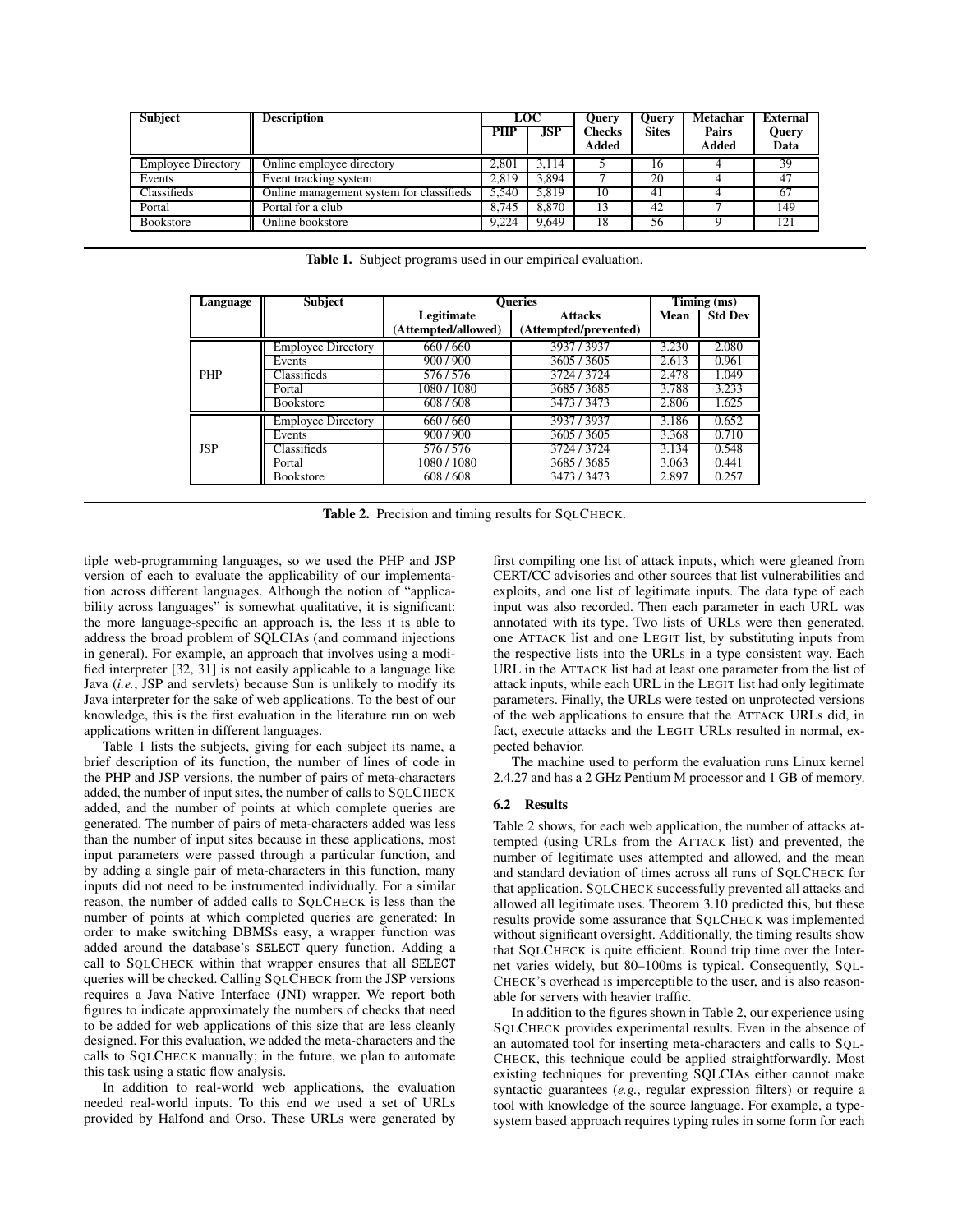| Subject | Description | LOC | | Query Checks Added | Query Sites | Metachar Pairs Added | External Query Data |
|---|---|---|---|---|---|---|---|
| | | PHP | JSP | | | | |
| Employee Directory | Online employee directory | 2,801 | 3,114 | 5 | 16 | 4 | 39 |
| Events | Event tracking system | 2,819 | 3,894 | 7 | 20 | 4 | 47 |
| Classifieds | Online management system for classifieds | 5,540 | 5,819 | 10 | 41 | 4 | 67 |
| Portal | Portal for a club | 8,745 | 8,870 | 13 | 42 | 7 | 149 |
| Bookstore | Online bookstore | 9,224 | 9,649 | 18 | 56 | 9 | 121 |

**Table 1.** Subject programs used in our empirical evaluation.

| Language | Subject | Queries | | Timing (ms) | |
|---|---|---|---|---|---|
| | | Legitimate (Attempted/allowed) | Attacks (Attempted/prevented) | Mean | Std Dev |
| PHP | Employee Directory | 660 / 660 | 3937 / 3937 | 3.230 | 2.080 |
| | Events | 900 / 900 | 3605 / 3605 | 2.613 | 0.961 |
| | Classifieds | 576 / 576 | 3724 / 3724 | 2.478 | 1.049 |
| | Portal | 1080 / 1080 | 3685 / 3685 | 3.788 | 3.233 |
| | Bookstore | 608 / 608 | 3473 / 3473 | 2.806 | 1.625 |
| JSP | Employee Directory | 660 / 660 | 3937 / 3937 | 3.186 | 0.652 |
| | Events | 900 / 900 | 3605 / 3605 | 3.368 | 0.710 |
| | Classifieds | 576 / 576 | 3724 / 3724 | 3.134 | 0.548 |
| | Portal | 1080 / 1080 | 3685 / 3685 | 3.063 | 0.441 |
| | Bookstore | 608 / 608 | 3473 / 3473 | 2.897 | 0.257 |

**Table 2.** Precision and timing results for SQLCHECK.

tiple web-programming languages, so we used the PHP and JSP version of each to evaluate the applicability of our implementation across different languages. Although the notion of "applicability across languages" is somewhat qualitative, it is significant: the more language-specific an approach is, the less it is able to address the broad problem of SQLCIAs (and command injections in general). For example, an approach that involves using a modified interpreter [32, 31] is not easily applicable to a language like Java (*i.e.*, JSP and servlets) because Sun is unlikely to modify its Java interpreter for the sake of web applications. To the best of our knowledge, this is the first evaluation in the literature run on web applications written in different languages.

Table 1 lists the subjects, giving for each subject its name, a brief description of its function, the number of lines of code in the PHP and JSP versions, the number of pairs of meta-characters added, the number of input sites, the number of calls to SQLCHECK added, and the number of points at which complete queries are generated. The number of pairs of meta-characters added was less than the number of input sites because in these applications, most input parameters were passed through a particular function, and by adding a single pair of meta-characters in this function, many inputs did not need to be instrumented individually. For a similar reason, the number of added calls to SQLCHECK is less than the number of points at which completed queries are generated: In order to make switching DBMSs easy, a wrapper function was added around the database's SELECT query function. Adding a call to SQLCHECK within that wrapper ensures that all SELECT queries will be checked. Calling SQLCHECK from the JSP versions requires a Java Native Interface (JNI) wrapper. We report both figures to indicate approximately the numbers of checks that need to be added for web applications of this size that are less cleanly designed. For this evaluation, we added the meta-characters and the calls to SQLCHECK manually; in the future, we plan to automate this task using a static flow analysis.

In addition to real-world web applications, the evaluation needed real-world inputs. To this end we used a set of URLs provided by Halfond and Orso. These URLs were generated by first compiling one list of attack inputs, which were gleaned from CERT/CC advisories and other sources that list vulnerabilities and exploits, and one list of legitimate inputs. The data type of each input was also recorded. Then each parameter in each URL was annotated with its type. Two lists of URLs were then generated, one ATTACK list and one LEGIT list, by substituting inputs from the respective lists into the URLs in a type consistent way. Each URL in the ATTACK list had at least one parameter from the list of attack inputs, while each URL in the LEGIT list had only legitimate parameters. Finally, the URLs were tested on unprotected versions of the web applications to ensure that the ATTACK URLs did, in fact, execute attacks and the LEGIT URLs resulted in normal, expected behavior.

The machine used to perform the evaluation runs Linux kernel 2.4.27 and has a 2 GHz Pentium M processor and 1 GB of memory.

### 6.2 Results

Table 2 shows, for each web application, the number of attacks attempted (using URLs from the ATTACK list) and prevented, the number of legitimate uses attempted and allowed, and the mean and standard deviation of times across all runs of SQLCHECK for that application. SQLCHECK successfully prevented all attacks and allowed all legitimate uses. Theorem 3.10 predicted this, but these results provide some assurance that SQLCHECK was implemented without significant oversight. Additionally, the timing results show that SQLCHECK is quite efficient. Round trip time over the Internet varies widely, but 80–100ms is typical. Consequently, SQLCHECK's overhead is imperceptible to the user, and is also reasonable for servers with heavier traffic.

In addition to the figures shown in Table 2, our experience using SQLCHECK provides experimental results. Even in the absence of an automated tool for inserting meta-characters and calls to SQLCHECK, this technique could be applied straightforwardly. Most existing techniques for preventing SQLCIAs either cannot make syntactic guarantees (*e.g.*, regular expression filters) or require a tool with knowledge of the source language. For example, a type-system based approach requires typing rules in some form for each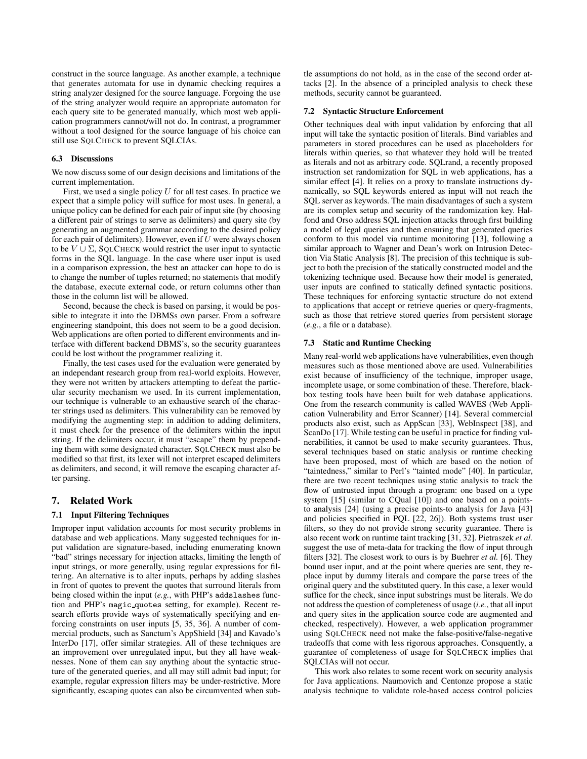construct in the source language. As another example, a technique that generates automata for use in dynamic checking requires a string analyzer designed for the source language. Forgoing the use of the string analyzer would require an appropriate automaton for each query site to be generated manually, which most web application programmers cannot/will not do. In contrast, a programmer without a tool designed for the source language of his choice can still use SQLCHECK to prevent SQLCIAs.

### 6.3 Discussions

We now discuss some of our design decisions and limitations of the current implementation.

First, we used a single policy $U$ for all test cases. In practice we expect that a simple policy will suffice for most uses. In general, a unique policy can be defined for each pair of input site (by choosing a different pair of strings to serve as delimiters) and query site (by generating an augmented grammar according to the desired policy for each pair of delimiters). However, even if $U$ were always chosen to be $V \cup \Sigma$, SQLCHECK would restrict the user input to syntactic forms in the SQL language. In the case where user input is used in a comparison expression, the best an attacker can hope to do is to change the number of tuples returned; no statements that modify the database, execute external code, or return columns other than those in the column list will be allowed.

Second, because the check is based on parsing, it would be possible to integrate it into the DBMSs own parser. From a software engineering standpoint, this does not seem to be a good decision. Web applications are often ported to different environments and interface with different backend DBMS's, so the security guarantees could be lost without the programmer realizing it.

Finally, the test cases used for the evaluation were generated by an independant research group from real-world exploits. However, they were not written by attackers attempting to defeat the particular security mechanism we used. In its current implementation, our technique is vulnerable to an exhaustive search of the character strings used as delimiters. This vulnerability can be removed by modifying the augmenting step: in addition to adding delimiters, it must check for the presence of the delimiters within the input string. If the delimiters occur, it must "escape" them by prepending them with some designated character. SQLCHECK must also be modified so that first, its lexer will not interpret escaped delimiters as delimiters, and second, it will remove the escaping character after parsing.

## 7. Related Work

### 7.1 Input Filtering Techniques

Improper input validation accounts for most security problems in database and web applications. Many suggested techniques for input validation are signature-based, including enumerating known "bad" strings necessary for injection attacks, limiting the length of input strings, or more generally, using regular expressions for filtering. An alternative is to alter inputs, perhaps by adding slashes in front of quotes to prevent the quotes that surround literals from being closed within the input (*e.g.*, with PHP's `addslashes` function and PHP's `magic_quotes` setting, for example). Recent research efforts provide ways of systematically specifying and enforcing constraints on user inputs [5, 35, 36]. A number of commercial products, such as Sanctum's AppShield [34] and Kavado's InterDo [17], offer similar strategies. All of these techniques are an improvement over unregulated input, but they all have weaknesses. None of them can say anything about the syntactic structure of the generated queries, and all may still admit bad input; for example, regular expression filters may be under-restrictive. More significantly, escaping quotes can also be circumvented when subtle assumptions do not hold, as in the case of the second order attacks [2]. In the absence of a principled analysis to check these methods, security cannot be guaranteed.

### 7.2 Syntactic Structure Enforcement

Other techniques deal with input validation by enforcing that all input will take the syntactic position of literals. Bind variables and parameters in stored procedures can be used as placeholders for literals within queries, so that whatever they hold will be treated as literals and not as arbitrary code. SQLrand, a recently proposed instruction set randomization for SQL in web applications, has a similar effect [4]. It relies on a proxy to translate instructions dynamically, so SQL keywords entered as input will not reach the SQL server as keywords. The main disadvantages of such a system are its complex setup and security of the randomization key. Halfond and Orso address SQL injection attacks through first building a model of legal queries and then ensuring that generated queries conform to this model via runtime monitoring [13], following a similar approach to Wagner and Dean's work on Intrusion Detection Via Static Analysis [8]. The precision of this technique is subject to both the precision of the statically constructed model and the tokenizing technique used. Because how their model is generated, user inputs are confined to statically defined syntactic positions. These techniques for enforcing syntactic structure do not extend to applications that accept or retrieve queries or query-fragments, such as those that retrieve stored queries from persistent storage (*e.g.*, a file or a database).

### 7.3 Static and Runtime Checking

Many real-world web applications have vulnerabilities, even though measures such as those mentioned above are used. Vulnerabilities exist because of insufficiency of the technique, improper usage, incomplete usage, or some combination of these. Therefore, black-box testing tools have been built for web database applications. One from the research community is called WAVES (Web Application Vulnerability and Error Scanner) [14]. Several commercial products also exist, such as AppScan [33], WebInspect [38], and ScanDo [17]. While testing can be useful in practice for finding vulnerabilities, it cannot be used to make security guarantees. Thus, several techniques based on static analysis or runtime checking have been proposed, most of which are based on the notion of "taintedness," similar to Perl's "tainted mode" [40]. In particular, there are two recent techniques using static analysis to track the flow of untrusted input through a program: one based on a type system [15] (similar to CQual [10]) and one based on a points-to analysis [24] (using a precise points-to analysis for Java [43] and policies specified in PQL [22, 26]). Both systems trust user filters, so they do not provide strong security guarantee. There is also recent work on runtime taint tracking [31, 32]. Pietraszek *et al.* suggest the use of meta-data for tracking the flow of input through filters [32]. The closest work to ours is by Buehrer *et al.* [6]. They bound user input, and at the point where queries are sent, they replace input by dummy literals and compare the parse trees of the original query and the substituted query. In this case, a lexer would suffice for the check, since input substrings must be literals. We do not address the question of completeness of usage (*i.e.*, that all input and query sites in the application source code are augmented and checked, respectively). However, a web application programmer using SQLCHECK need not make the false-positive/false-negative tradeoffs that come with less rigorous approaches. Consquently, a guarantee of completeness of usage for SQLCHECK implies that SQLCIAs will not occur.

This work also relates to some recent work on security analysis for Java applications. Naumovich and Centonze propose a static analysis technique to validate role-based access control policies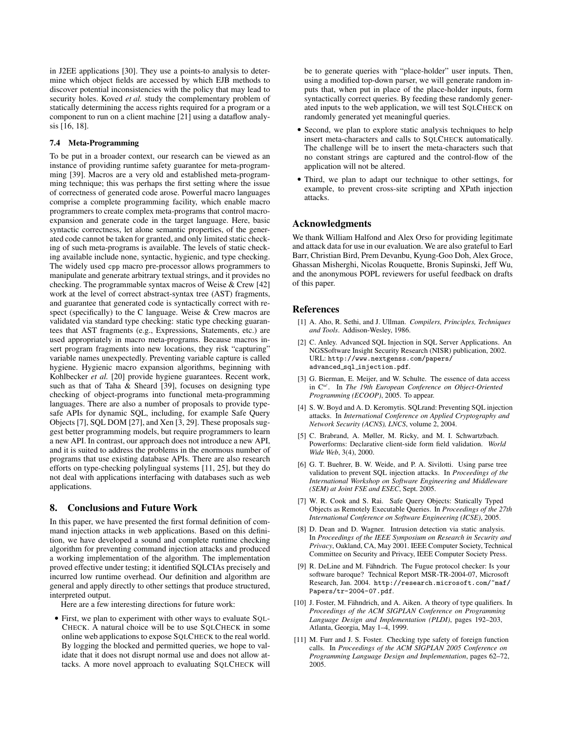in J2EE applications [30]. They use a points-to analysis to determine which object fields are accessed by which EJB methods to discover potential inconsistencies with the policy that may lead to security holes. Koved *et al.* study the complementary problem of statically determining the access rights required for a program or a component to run on a client machine [21] using a dataflow analysis [16, 18].

### 7.4 Meta-Programming

To be put in a broader context, our research can be viewed as an instance of providing runtime safety guarantee for meta-programming [39]. Macros are a very old and established meta-programming technique; this was perhaps the first setting where the issue of correctness of generated code arose. Powerful macro languages comprise a complete programming facility, which enable macro programmers to create complex meta-programs that control macro-expansion and generate code in the target language. Here, basic syntactic correctness, let alone semantic properties, of the generated code cannot be taken for granted, and only limited static checking of such meta-programs is available. The levels of static checking available include none, syntactic, hygienic, and type checking. The widely used `cpp` macro pre-processor allows programmers to manipulate and generate arbitrary textual strings, and it provides no checking. The programmable syntax macros of Weise & Crew [42] work at the level of correct abstract-syntax tree (AST) fragments, and guarantee that generated code is syntactically correct with respect (specifically) to the C language. Weise & Crew macros are validated via standard type checking: static type checking guarantees that AST fragments (e.g., Expressions, Statements, etc.) are used appropriately in macro meta-programs. Because macros insert program fragments into new locations, they risk "capturing" variable names unexpectedly. Preventing variable capture is called hygiene. Hygienic macro expansion algorithms, beginning with Kohlbecker *et al.* [20] provide hygiene guarantees. Recent work, such as that of Taha & Sheard [39], focuses on designing type checking of object-programs into functional meta-programming languages. There are also a number of proposals to provide type-safe APIs for dynamic SQL, including, for example Safe Query Objects [7], SQL DOM [27], and Xen [3, 29]. These proposals suggest better programming models, but require programmers to learn a new API. In contrast, our approach does not introduce a new API, and it is suited to address the problems in the enormous number of programs that use existing database APIs. There are also research efforts on type-checking polylingual systems [11, 25], but they do not deal with applications interfacing with databases such as web applications.

## 8. Conclusions and Future Work

In this paper, we have presented the first formal definition of command injection attacks in web applications. Based on this definition, we have developed a sound and complete runtime checking algorithm for preventing command injection attacks and produced a working implementation of the algorithm. The implementation proved effective under testing; it identified SQLCIAs precisely and incurred low runtime overhead. Our definition and algorithm are general and apply directly to other settings that produce structured, interpreted output.

Here are a few interesting directions for future work:

- First, we plan to experiment with other ways to evaluate SQLCHECK. A natural choice will be to use SQLCHECK in some online web applications to expose SQLCHECK to the real world. By logging the blocked and permitted queries, we hope to validate that it does not disrupt normal use and does not allow attacks. A more novel approach to evaluating SQLCHECK will be to generate queries with "place-holder" user inputs. Then, using a modified top-down parser, we will generate random inputs that, when put in place of the place-holder inputs, form syntactically correct queries. By feeding these randomly generated inputs to the web application, we will test SQLCHECK on randomly generated yet meaningful queries.
- Second, we plan to explore static analysis techniques to help insert meta-characters and calls to SQLCHECK automatically. The challenge will be to insert the meta-characters such that no constant strings are captured and the control-flow of the application will not be altered.
- Third, we plan to adapt our technique to other settings, for example, to prevent cross-site scripting and XPath injection attacks.

## Acknowledgments

We thank William Halfond and Alex Orso for providing legitimate and attack data for use in our evaluation. We are also grateful to Earl Barr, Christian Bird, Prem Devanbu, Kyung-Goo Doh, Alex Groce, Ghassan Misherghi, Nicolas Rouquette, Bronis Supinski, Jeff Wu, and the anonymous POPL reviewers for useful feedback on drafts of this paper.

## References

[1] A. Aho, R. Sethi, and J. Ullman. *Compilers, Principles, Techniques and Tools*. Addison-Wesley, 1986.

[2] C. Anley. Advanced SQL Injection in SQL Server Applications. An NGSSoftware Insight Security Research (NISR) publication, 2002. URL: `http://www.nextgenss.com/papers/advanced_sql_injection.pdf`.

[3] G. Bierman, E. Meijer, and W. Schulte. The essence of data access in $C^{\omega}$. In *The 19th European Conference on Object-Oriented Programming (ECOOP)*, 2005. To appear.

[4] S. W. Boyd and A. D. Keromytis. SQLrand: Preventing SQL injection attacks. In *International Conference on Applied Cryptography and Network Security (ACNS), LNCS*, volume 2, 2004.

[5] C. Brabrand, A. Møller, M. Ricky, and M. I. Schwartzbach. Powerforms: Declarative client-side form field validation. *World Wide Web*, 3(4), 2000.

[6] G. T. Buehrer, B. W. Weide, and P. A. Sivilotti. Using parse tree validation to prevent SQL injection attacks. In *Proceedings of the International Workshop on Software Engineering and Middleware (SEM) at Joint FSE and ESEC*, Sept. 2005.

[7] W. R. Cook and S. Rai. Safe Query Objects: Statically Typed Objects as Remotely Executable Queries. In *Proceedings of the 27th International Conference on Software Engineering (ICSE)*, 2005.

[8] D. Dean and D. Wagner. Intrusion detection via static analysis. In *Proceedings of the IEEE Symposium on Research in Security and Privacy*, Oakland, CA, May 2001. IEEE Computer Society, Technical Committee on Security and Privacy, IEEE Computer Society Press.

[9] R. DeLine and M. Fähndrich. The Fugue protocol checker: Is your software baroque? Technical Report MSR-TR-2004-07, Microsoft Research, Jan. 2004. `http://research.microsoft.com/~maf/Papers/tr-2004-07.pdf`.

[10] J. Foster, M. Fähndrich, and A. Aiken. A theory of type qualifiers. In *Proceedings of the ACM SIGPLAN Conference on Programming Language Design and Implementation (PLDI)*, pages 192–203, Atlanta, Georgia, May 1–4, 1999.

[11] M. Furr and J. S. Foster. Checking type safety of foreign function calls. In *Proceedings of the ACM SIGPLAN 2005 Conference on Programming Language Design and Implementation*, pages 62–72, 2005.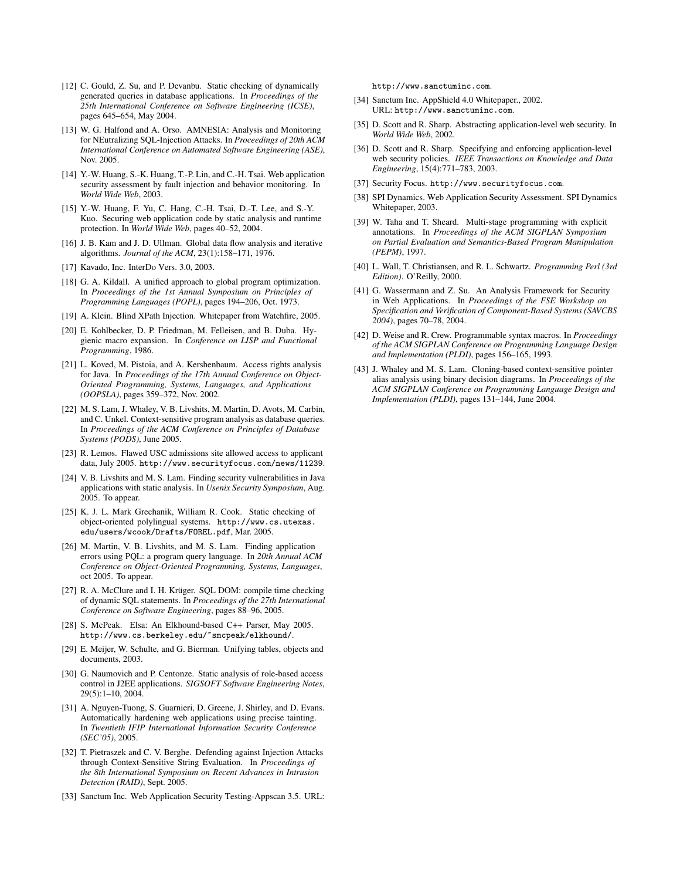[12] C. Gould, Z. Su, and P. Devanbu. Static checking of dynamically generated queries in database applications. In *Proceedings of the 25th International Conference on Software Engineering (ICSE)*, pages 645–654, May 2004.

[13] W. G. Halfond and A. Orso. AMNESIA: Analysis and Monitoring for NEutralizing SQL-Injection Attacks. In *Proceedings of 20th ACM International Conference on Automated Software Engineering (ASE)*, Nov. 2005.

[14] Y.-W. Huang, S.-K. Huang, T.-P. Lin, and C.-H. Tsai. Web application security assessment by fault injection and behavior monitoring. In *World Wide Web*, 2003.

[15] Y.-W. Huang, F. Yu, C. Hang, C.-H. Tsai, D.-T. Lee, and S.-Y. Kuo. Securing web application code by static analysis and runtime protection. In *World Wide Web*, pages 40–52, 2004.

[16] J. B. Kam and J. D. Ullman. Global data flow analysis and iterative algorithms. *Journal of the ACM*, 23(1):158–171, 1976.

[17] Kavado, Inc. InterDo Vers. 3.0, 2003.

[18] G. A. Kildall. A unified approach to global program optimization. In *Proceedings of the 1st Annual Symposium on Principles of Programming Languages (POPL)*, pages 194–206, Oct. 1973.

[19] A. Klein. Blind XPath Injection. Whitepaper from Watchfire, 2005.

[20] E. Kohlbecker, D. P. Friedman, M. Felleisen, and B. Duba. Hygienic macro expansion. In *Conference on LISP and Functional Programming*, 1986.

[21] L. Koved, M. Pistoia, and A. Kershenbaum. Access rights analysis for Java. In *Proceedings of the 17th Annual Conference on Object-Oriented Programming, Systems, Languages, and Applications (OOPSLA)*, pages 359–372, Nov. 2002.

[22] M. S. Lam, J. Whaley, V. B. Livshits, M. Martin, D. Avots, M. Carbin, and C. Unkel. Context-sensitive program analysis as database queries. In *Proceedings of the ACM Conference on Principles of Database Systems (PODS)*, June 2005.

[23] R. Lemos. Flawed USC admissions site allowed access to applicant data, July 2005. `http://www.securityfocus.com/news/11239`.

[24] V. B. Livshits and M. S. Lam. Finding security vulnerabilities in Java applications with static analysis. In *Usenix Security Symposium*, Aug. 2005. To appear.

[25] K. J. L. Mark Grechanik, William R. Cook. Static checking of object-oriented polylingual systems. `http://www.cs.utexas.edu/users/wcook/Drafts/FOREL.pdf`, Mar. 2005.

[26] M. Martin, V. B. Livshits, and M. S. Lam. Finding application errors using PQL: a program query language. In *20th Annual ACM Conference on Object-Oriented Programming, Systems, Languages*, oct 2005. To appear.

[27] R. A. McClure and I. H. Krüger. SQL DOM: compile time checking of dynamic SQL statements. In *Proceedings of the 27th International Conference on Software Engineering*, pages 88–96, 2005.

[28] S. McPeak. Elsa: An Elkhound-based C++ Parser, May 2005. `http://www.cs.berkeley.edu/~smcpeak/elkhound/`.

[29] E. Meijer, W. Schulte, and G. Bierman. Unifying tables, objects and documents, 2003.

[30] G. Naumovich and P. Centonze. Static analysis of role-based access control in J2EE applications. *SIGSOFT Software Engineering Notes*, 29(5):1–10, 2004.

[31] A. Nguyen-Tuong, S. Guarnieri, D. Greene, J. Shirley, and D. Evans. Automatically hardening web applications using precise tainting. In *Twentieth IFIP International Information Security Conference (SEC'05)*, 2005.

[32] T. Pietraszek and C. V. Berghe. Defending against Injection Attacks through Context-Sensitive String Evaluation. In *Proceedings of the 8th International Symposium on Recent Advances in Intrusion Detection (RAID)*, Sept. 2005.

[33] Sanctum Inc. Web Application Security Testing-Appscan 3.5. URL: `http://www.sanctuminc.com`.

[34] Sanctum Inc. AppShield 4.0 Whitepaper., 2002. URL: `http://www.sanctuminc.com`.

[35] D. Scott and R. Sharp. Abstracting application-level web security. In *World Wide Web*, 2002.

[36] D. Scott and R. Sharp. Specifying and enforcing application-level web security policies. *IEEE Transactions on Knowledge and Data Engineering*, 15(4):771–783, 2003.

[37] Security Focus. `http://www.securityfocus.com`.

[38] SPI Dynamics. Web Application Security Assessment. SPI Dynamics Whitepaper, 2003.

[39] W. Taha and T. Sheard. Multi-stage programming with explicit annotations. In *Proceedings of the ACM SIGPLAN Symposium on Partial Evaluation and Semantics-Based Program Manipulation (PEPM)*, 1997.

[40] L. Wall, T. Christiansen, and R. L. Schwartz. *Programming Perl (3rd Edition)*. O'Reilly, 2000.

[41] G. Wassermann and Z. Su. An Analysis Framework for Security in Web Applications. In *Proceedings of the FSE Workshop on Specification and Verification of Component-Based Systems (SAVCBS 2004)*, pages 70–78, 2004.

[42] D. Weise and R. Crew. Programmable syntax macros. In *Proceedings of the ACM SIGPLAN Conference on Programming Language Design and Implementation (PLDI)*, pages 156–165, 1993.

[43] J. Whaley and M. S. Lam. Cloning-based context-sensitive pointer alias analysis using binary decision diagrams. In *Proceedings of the ACM SIGPLAN Conference on Programming Language Design and Implementation (PLDI)*, pages 131–144, June 2004.